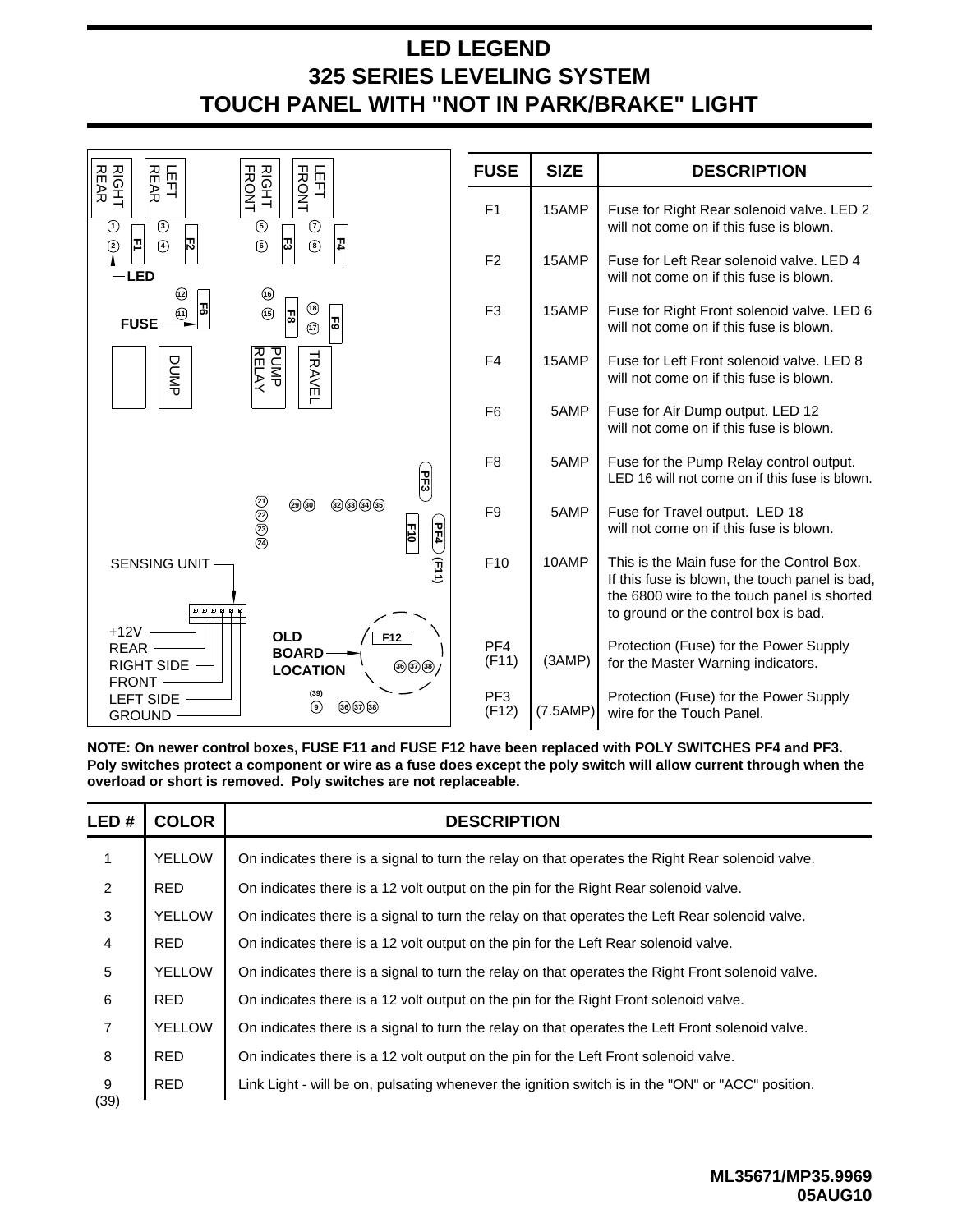# LED LEGEND
# 325 SERIES LEVELING SYSTEM
# TOUCH PANEL WITH "NOT IN PARK/BRAKE" LIGHT

RIGHT REAR | LEFT REAR | RIGHT FRONT | LEFT FRONT

1 3 5 7
2 F1 4 F2 6 F3 8 F4

LED

12 16 18
11 F6 15 F8 17 F9

FUSE

DUMP | PUMP RELAY | TRAVEL

PF3

21 22 23 24 29 30 32 33 34 35 F10 PF4 (F11)

SENSING UNIT

+12V
REAR
RIGHT SIDE
FRONT
LEFT SIDE
GROUND

OLD BOARD LOCATION F12 36 37 38

(39)
9 36 37 38

| FUSE | SIZE | DESCRIPTION |
|---|---|---|
| F1 | 15AMP | Fuse for Right Rear solenoid valve. LED 2 will not come on if this fuse is blown. |
| F2 | 15AMP | Fuse for Left Rear solenoid valve. LED 4 will not come on if this fuse is blown. |
| F3 | 15AMP | Fuse for Right Front solenoid valve. LED 6 will not come on if this fuse is blown. |
| F4 | 15AMP | Fuse for Left Front solenoid valve. LED 8 will not come on if this fuse is blown. |
| F6 | 5AMP | Fuse for Air Dump output. LED 12 will not come on if this fuse is blown. |
| F8 | 5AMP | Fuse for the Pump Relay control output. LED 16 will not come on if this fuse is blown. |
| F9 | 5AMP | Fuse for Travel output. LED 18 will not come on if this fuse is blown. |
| F10 | 10AMP | This is the Main fuse for the Control Box. If this fuse is blown, the touch panel is bad, the 6800 wire to the touch panel is shorted to ground or the control box is bad. |
| PF4 (F11) | (3AMP) | Protection (Fuse) for the Power Supply for the Master Warning indicators. |
| PF3 (F12) | (7.5AMP) | Protection (Fuse) for the Power Supply wire for the Touch Panel. |

**NOTE: On newer control boxes, FUSE F11 and FUSE F12 have been replaced with POLY SWITCHES PF4 and PF3. Poly switches protect a component or wire as a fuse does except the poly switch will allow current through when the overload or short is removed. Poly switches are not replaceable.**

| LED # | COLOR | DESCRIPTION |
|---|---|---|
| 1 | YELLOW | On indicates there is a signal to turn the relay on that operates the Right Rear solenoid valve. |
| 2 | RED | On indicates there is a 12 volt output on the pin for the Right Rear solenoid valve. |
| 3 | YELLOW | On indicates there is a signal to turn the relay on that operates the Left Rear solenoid valve. |
| 4 | RED | On indicates there is a 12 volt output on the pin for the Left Rear solenoid valve. |
| 5 | YELLOW | On indicates there is a signal to turn the relay on that operates the Right Front solenoid valve. |
| 6 | RED | On indicates there is a 12 volt output on the pin for the Right Front solenoid valve. |
| 7 | YELLOW | On indicates there is a signal to turn the relay on that operates the Left Front solenoid valve. |
| 8 | RED | On indicates there is a 12 volt output on the pin for the Left Front solenoid valve. |
| 9 (39) | RED | Link Light - will be on, pulsating whenever the ignition switch is in the "ON" or "ACC" position. |

**ML35671/MP35.9969**
**05AUG10**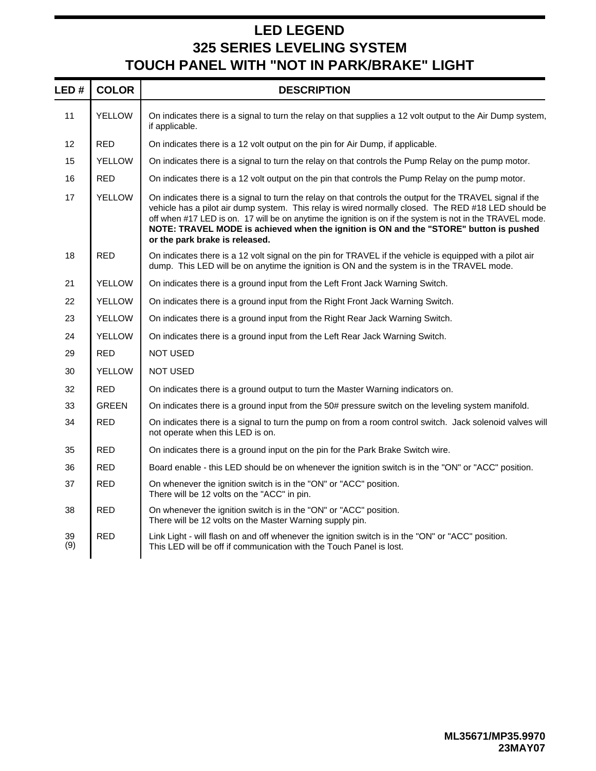# LED LEGEND
# 325 SERIES LEVELING SYSTEM
# TOUCH PANEL WITH "NOT IN PARK/BRAKE" LIGHT

| LED # | COLOR | DESCRIPTION |
|---|---|---|
| 11 | YELLOW | On indicates there is a signal to turn the relay on that supplies a 12 volt output to the Air Dump system, if applicable. |
| 12 | RED | On indicates there is a 12 volt output on the pin for Air Dump, if applicable. |
| 15 | YELLOW | On indicates there is a signal to turn the relay on that controls the Pump Relay on the pump motor. |
| 16 | RED | On indicates there is a 12 volt output on the pin that controls the Pump Relay on the pump motor. |
| 17 | YELLOW | On indicates there is a signal to turn the relay on that controls the output for the TRAVEL signal if the vehicle has a pilot air dump system. This relay is wired normally closed. The RED #18 LED should be off when #17 LED is on. 17 will be on anytime the ignition is on if the system is not in the TRAVEL mode. **NOTE: TRAVEL MODE is achieved when the ignition is ON and the "STORE" button is pushed or the park brake is released.** |
| 18 | RED | On indicates there is a 12 volt signal on the pin for TRAVEL if the vehicle is equipped with a pilot air dump. This LED will be on anytime the ignition is ON and the system is in the TRAVEL mode. |
| 21 | YELLOW | On indicates there is a ground input from the Left Front Jack Warning Switch. |
| 22 | YELLOW | On indicates there is a ground input from the Right Front Jack Warning Switch. |
| 23 | YELLOW | On indicates there is a ground input from the Right Rear Jack Warning Switch. |
| 24 | YELLOW | On indicates there is a ground input from the Left Rear Jack Warning Switch. |
| 29 | RED | NOT USED |
| 30 | YELLOW | NOT USED |
| 32 | RED | On indicates there is a ground output to turn the Master Warning indicators on. |
| 33 | GREEN | On indicates there is a ground input from the 50# pressure switch on the leveling system manifold. |
| 34 | RED | On indicates there is a signal to turn the pump on from a room control switch. Jack solenoid valves will not operate when this LED is on. |
| 35 | RED | On indicates there is a ground input on the pin for the Park Brake Switch wire. |
| 36 | RED | Board enable - this LED should be on whenever the ignition switch is in the "ON" or "ACC" position. |
| 37 | RED | On whenever the ignition switch is in the "ON" or "ACC" position. There will be 12 volts on the "ACC" in pin. |
| 38 | RED | On whenever the ignition switch is in the "ON" or "ACC" position. There will be 12 volts on the Master Warning supply pin. |
| 39 (9) | RED | Link Light - will flash on and off whenever the ignition switch is in the "ON" or "ACC" position. This LED will be off if communication with the Touch Panel is lost. |

**ML35671/MP35.9970**
**23MAY07**